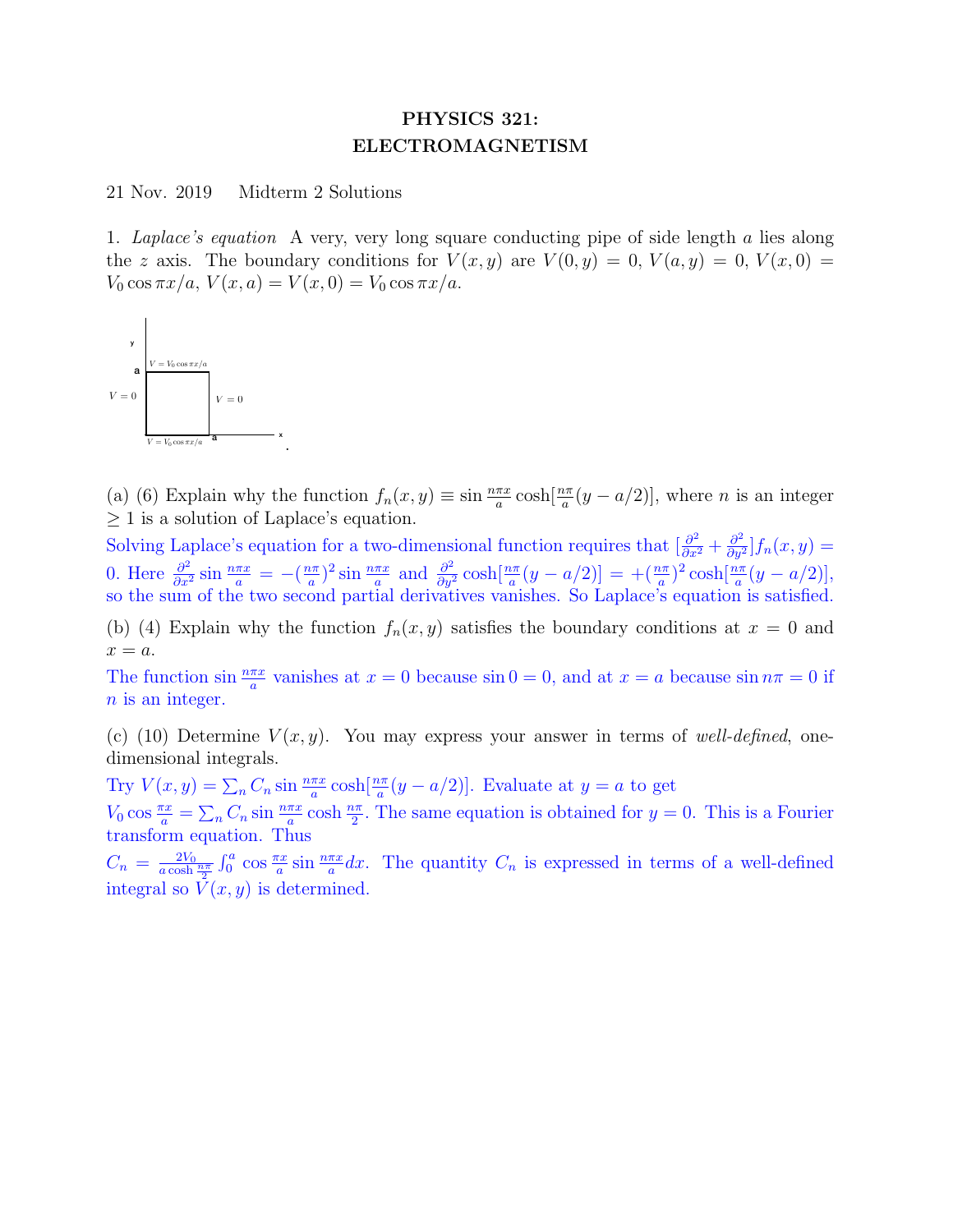# PHYSICS 321: ELECTROMAGNETISM

21 Nov. 2019 Midterm 2 Solutions

1. *Laplace's equation* A very, very long square conducting pipe of side length $a$ lies along the $z$ axis. The boundary conditions for $V(x, y)$ are $V(0, y) = 0$, $V(a, y) = 0$, $V(x, 0) = V_0 \cos \pi x/a$, $V(x, a) = V(x, 0) = V_0 \cos \pi x/a$.

(a) (6) Explain why the function $f_n(x, y) \equiv \sin \frac{n\pi x}{a} \cosh[\frac{n\pi}{a}(y - a/2)]$, where $n$ is an integer $\geq 1$ is a solution of Laplace's equation.

Solving Laplace's equation for a two-dimensional function requires that $[\frac{\partial^2}{\partial x^2} + \frac{\partial^2}{\partial y^2}] f_n(x, y) = 0$. Here $\frac{\partial^2}{\partial x^2} \sin \frac{n\pi x}{a} = -(\frac{n\pi}{a})^2 \sin \frac{n\pi x}{a}$ and $\frac{\partial^2}{\partial y^2} \cosh[\frac{n\pi}{a}(y - a/2)] = +(\frac{n\pi}{a})^2 \cosh[\frac{n\pi}{a}(y - a/2)]$, so the sum of the two second partial derivatives vanishes. So Laplace's equation is satisfied.

(b) (4) Explain why the function $f_n(x, y)$ satisfies the boundary conditions at $x = 0$ and $x = a$.

The function $\sin \frac{n\pi x}{a}$ vanishes at $x = 0$ because $\sin 0 = 0$, and at $x = a$ because $\sin n\pi = 0$ if $n$ is an integer.

(c) (10) Determine $V(x, y)$. You may express your answer in terms of *well-defined*, one-dimensional integrals.

Try $V(x, y) = \sum_n C_n \sin \frac{n\pi x}{a} \cosh[\frac{n\pi}{a}(y - a/2)]$. Evaluate at $y = a$ to get $V_0 \cos \frac{\pi x}{a} = \sum_n C_n \sin \frac{n\pi x}{a} \cosh \frac{n\pi}{2}$. The same equation is obtained for $y = 0$. This is a Fourier transform equation. Thus

$C_n = \frac{2V_0}{a \cosh \frac{n\pi}{2}} \int_0^a \cos \frac{\pi x}{a} \sin \frac{n\pi x}{a} dx$. The quantity $C_n$ is expressed in terms of a well-defined integral so $V(x, y)$ is determined.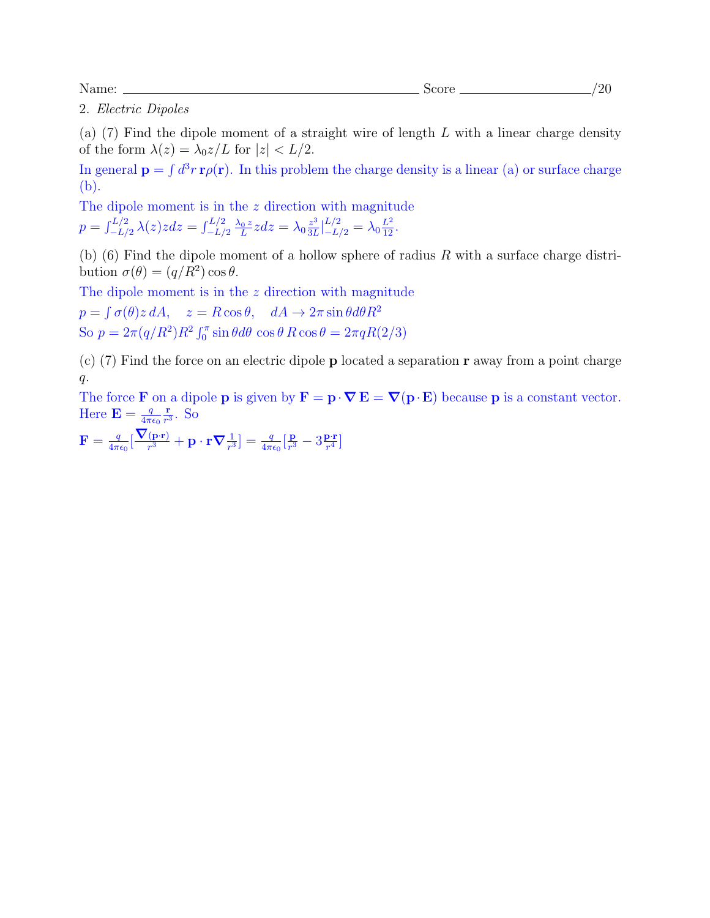Name: \_\_\_\_\_\_\_\_\_\_\_\_\_\_\_\_\_\_\_\_\_\_\_\_\_\_\_\_\_\_\_\_ Score \_\_\_\_\_\_\_\_\_\_\_\_\_\_/20

2. *Electric Dipoles*

(a) (7) Find the dipole moment of a straight wire of length $L$ with a linear charge density of the form $\lambda(z) = \lambda_0 z/L$ for $|z| < L/2$.

In general $\mathbf{p} = \int d^3r\, \mathbf{r}\rho(\mathbf{r})$. In this problem the charge density is a linear (a) or surface charge (b).

The dipole moment is in the $z$ direction with magnitude
$p = \int_{-L/2}^{L/2} \lambda(z) z dz = \int_{-L/2}^{L/2} \frac{\lambda_0 z}{L} z dz = \lambda_0 \frac{z^3}{3L}\Big|_{-L/2}^{L/2} = \lambda_0 \frac{L^2}{12}$.

(b) (6) Find the dipole moment of a hollow sphere of radius $R$ with a surface charge distribution $\sigma(\theta) = (q/R^2)\cos\theta$.

The dipole moment is in the $z$ direction with magnitude
$p = \int \sigma(\theta) z\, dA, \quad z = R\cos\theta, \quad dA \to 2\pi \sin\theta d\theta R^2$
So $p = 2\pi(q/R^2)R^2 \int_0^\pi \sin\theta d\theta\, \cos\theta\, R\cos\theta = 2\pi q R(2/3)$

(c) (7) Find the force on an electric dipole $\mathbf{p}$ located a separation $\mathbf{r}$ away from a point charge $q$.

The force $\mathbf{F}$ on a dipole $\mathbf{p}$ is given by $\mathbf{F} = \mathbf{p}\cdot\boldsymbol{\nabla}\,\mathbf{E} = \boldsymbol{\nabla}(\mathbf{p}\cdot\mathbf{E})$ because $\mathbf{p}$ is a constant vector. Here $\mathbf{E} = \frac{q}{4\pi\epsilon_0}\frac{\mathbf{r}}{r^3}$. So

$\mathbf{F} = \frac{q}{4\pi\epsilon_0}\left[\frac{\boldsymbol{\nabla}(\mathbf{p}\cdot\mathbf{r})}{r^3} + \mathbf{p}\cdot\mathbf{r}\boldsymbol{\nabla}\frac{1}{r^3}\right] = \frac{q}{4\pi\epsilon_0}\left[\frac{\mathbf{p}}{r^3} - 3\frac{\mathbf{p}\cdot\mathbf{r}}{r^4}\right]$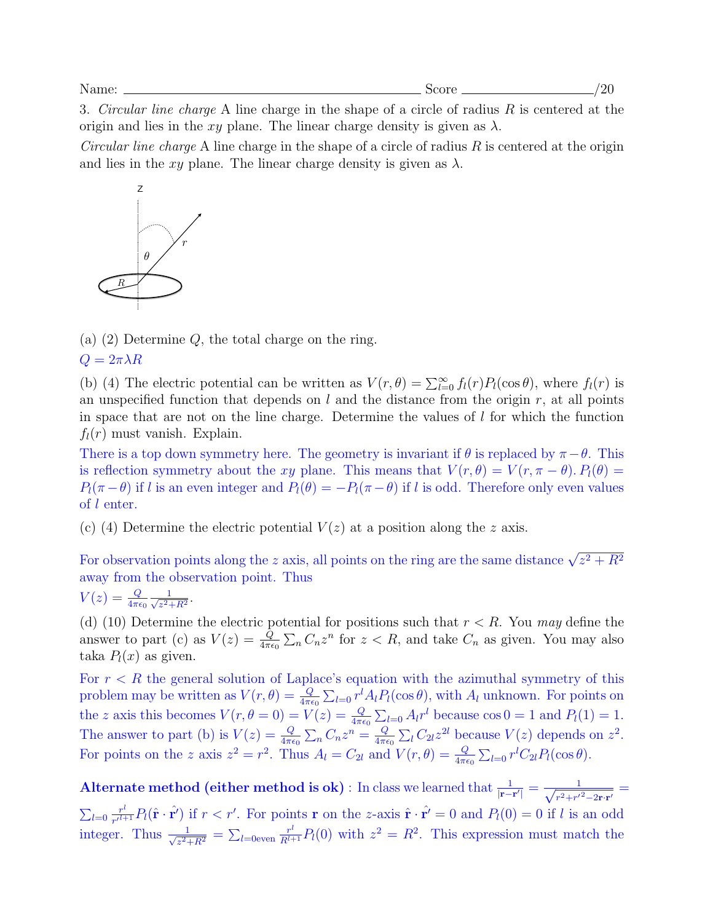Name: ______________________________ Score ______________/20

3. *Circular line charge* A line charge in the shape of a circle of radius $R$ is centered at the origin and lies in the $xy$ plane. The linear charge density is given as $\lambda$.

*Circular line charge* A line charge in the shape of a circle of radius $R$ is centered at the origin and lies in the $xy$ plane. The linear charge density is given as $\lambda$.

(a) (2) Determine $Q$, the total charge on the ring.

$Q = 2\pi\lambda R$

(b) (4) The electric potential can be written as $V(r,\theta) = \sum_{l=0}^{\infty} f_l(r) P_l(\cos\theta)$, where $f_l(r)$ is an unspecified function that depends on $l$ and the distance from the origin $r$, at all points in space that are not on the line charge. Determine the values of $l$ for which the function $f_l(r)$ must vanish. Explain.

There is a top down symmetry here. The geometry is invariant if $\theta$ is replaced by $\pi - \theta$. This is reflection symmetry about the $xy$ plane. This means that $V(r,\theta) = V(r, \pi - \theta)$. $P_l(\theta) = P_l(\pi - \theta)$ if $l$ is an even integer and $P_l(\theta) = -P_l(\pi - \theta)$ if $l$ is odd. Therefore only even values of $l$ enter.

(c) (4) Determine the electric potential $V(z)$ at a position along the $z$ axis.

For observation points along the $z$ axis, all points on the ring are the same distance $\sqrt{z^2 + R^2}$ away from the observation point. Thus

$V(z) = \frac{Q}{4\pi\epsilon_0} \frac{1}{\sqrt{z^2+R^2}}$.

(d) (10) Determine the electric potential for positions such that $r < R$. You *may* define the answer to part (c) as $V(z) = \frac{Q}{4\pi\epsilon_0} \sum_n C_n z^n$ for $z < R$, and take $C_n$ as given. You may also taka $P_l(x)$ as given.

For $r < R$ the general solution of Laplace's equation with the azimuthal symmetry of this problem may be written as $V(r,\theta) = \frac{Q}{4\pi\epsilon_0} \sum_{l=0} r^l A_l P_l(\cos\theta)$, with $A_l$ unknown. For points on the $z$ axis this becomes $V(r, \theta = 0) = V(z) = \frac{Q}{4\pi\epsilon_0} \sum_{l=0} A_l r^l$ because $\cos 0 = 1$ and $P_l(1) = 1$. The answer to part (b) is $V(z) = \frac{Q}{4\pi\epsilon_0} \sum_n C_n z^n = \frac{Q}{4\pi\epsilon_0} \sum_l C_{2l} z^{2l}$ because $V(z)$ depends on $z^2$. For points on the $z$ axis $z^2 = r^2$. Thus $A_l = C_{2l}$ and $V(r,\theta) = \frac{Q}{4\pi\epsilon_0} \sum_{l=0} r^l C_{2l} P_l(\cos\theta)$.

**Alternate method (either method is ok)** : In class we learned that $\frac{1}{|\mathbf{r}-\mathbf{r}'|} = \frac{1}{\sqrt{r^2+r'^2-2\mathbf{r}\cdot\mathbf{r}'}} = \sum_{l=0} \frac{r^l}{r'^{l+1}} P_l(\hat{\mathbf{r}} \cdot \hat{\mathbf{r}}')$ if $r < r'$. For points $\mathbf{r}$ on the $z$-axis $\hat{\mathbf{r}} \cdot \hat{\mathbf{r}}' = 0$ and $P_l(0) = 0$ if $l$ is an odd integer. Thus $\frac{1}{\sqrt{z^2+R^2}} = \sum_{l=0\text{even}} \frac{r^l}{R^{l+1}} P_l(0)$ with $z^2 = R^2$. This expression must match the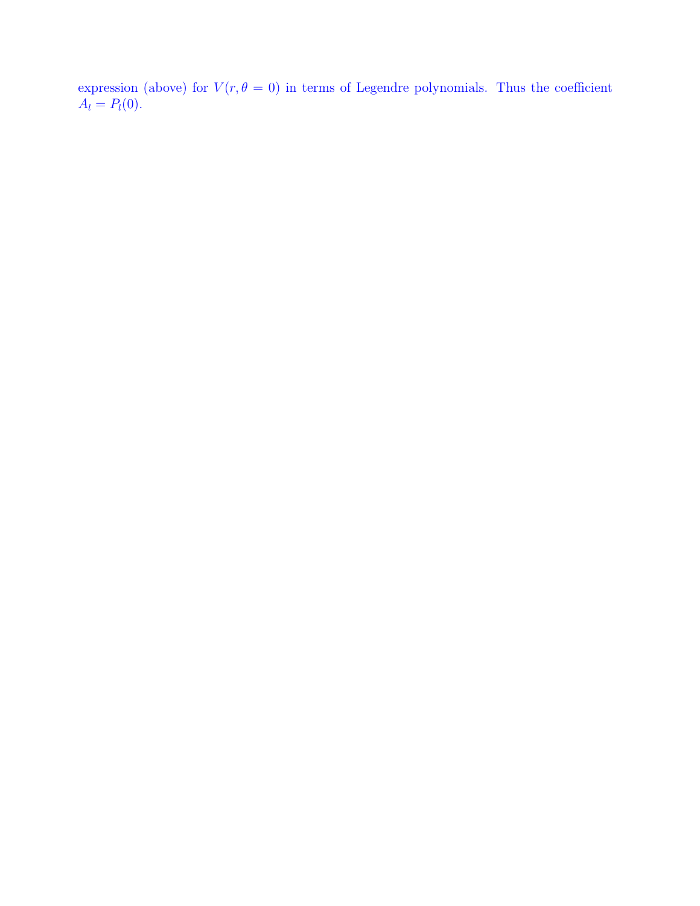expression (above) for $V(r, \theta = 0)$ in terms of Legendre polynomials. Thus the coefficient $A_l = P_l(0)$.